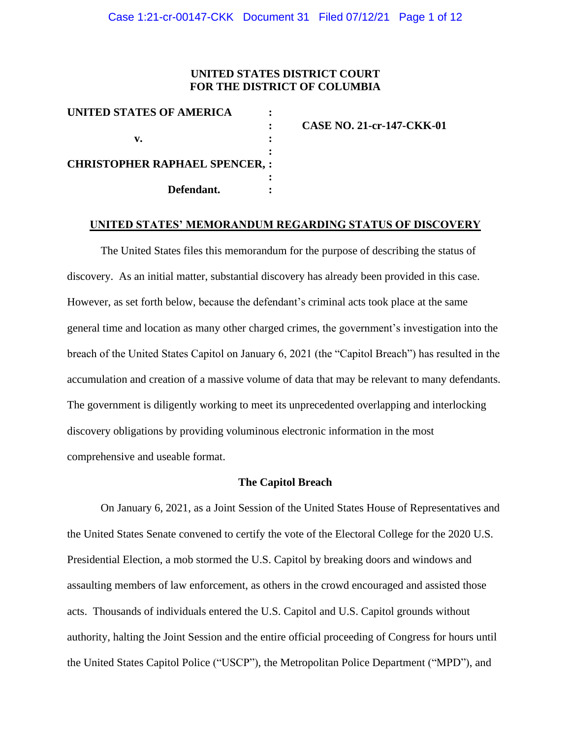UNITED STATES DISTRICT COURT
FOR THE DISTRICT OF COLUMBIA

| | | |
|---|---|---|
| **UNITED STATES OF AMERICA** | : | |
| | : | **CASE NO. 21-cr-147-CKK-01** |
| **v.** | : | |
| | : | |
| **CHRISTOPHER RAPHAEL SPENCER,** | : | |
| | : | |
| **Defendant.** | : | |

## UNITED STATES' MEMORANDUM REGARDING STATUS OF DISCOVERY

The United States files this memorandum for the purpose of describing the status of discovery. As an initial matter, substantial discovery has already been provided in this case. However, as set forth below, because the defendant's criminal acts took place at the same general time and location as many other charged crimes, the government's investigation into the breach of the United States Capitol on January 6, 2021 (the "Capitol Breach") has resulted in the accumulation and creation of a massive volume of data that may be relevant to many defendants. The government is diligently working to meet its unprecedented overlapping and interlocking discovery obligations by providing voluminous electronic information in the most comprehensive and useable format.

### The Capitol Breach

On January 6, 2021, as a Joint Session of the United States House of Representatives and the United States Senate convened to certify the vote of the Electoral College for the 2020 U.S. Presidential Election, a mob stormed the U.S. Capitol by breaking doors and windows and assaulting members of law enforcement, as others in the crowd encouraged and assisted those acts. Thousands of individuals entered the U.S. Capitol and U.S. Capitol grounds without authority, halting the Joint Session and the entire official proceeding of Congress for hours until the United States Capitol Police ("USCP"), the Metropolitan Police Department ("MPD"), and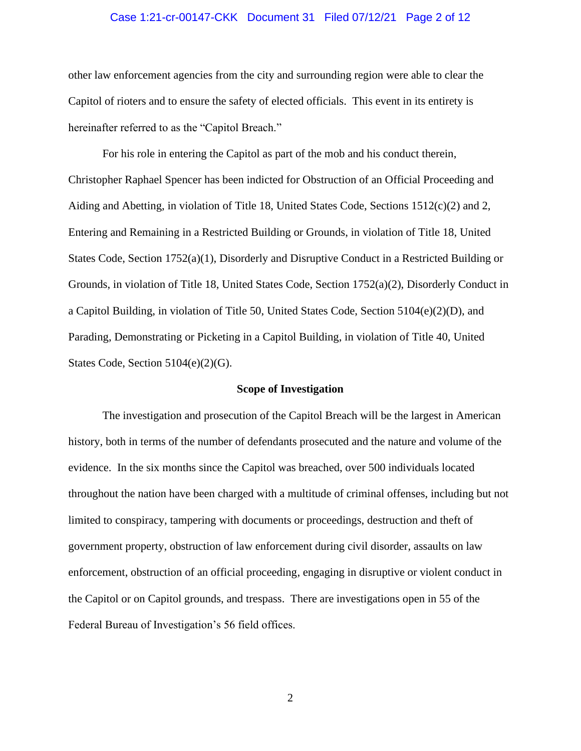other law enforcement agencies from the city and surrounding region were able to clear the Capitol of rioters and to ensure the safety of elected officials. This event in its entirety is hereinafter referred to as the "Capitol Breach."

For his role in entering the Capitol as part of the mob and his conduct therein, Christopher Raphael Spencer has been indicted for Obstruction of an Official Proceeding and Aiding and Abetting, in violation of Title 18, United States Code, Sections 1512(c)(2) and 2, Entering and Remaining in a Restricted Building or Grounds, in violation of Title 18, United States Code, Section 1752(a)(1), Disorderly and Disruptive Conduct in a Restricted Building or Grounds, in violation of Title 18, United States Code, Section 1752(a)(2), Disorderly Conduct in a Capitol Building, in violation of Title 50, United States Code, Section 5104(e)(2)(D), and Parading, Demonstrating or Picketing in a Capitol Building, in violation of Title 40, United States Code, Section 5104(e)(2)(G).

**Scope of Investigation**

The investigation and prosecution of the Capitol Breach will be the largest in American history, both in terms of the number of defendants prosecuted and the nature and volume of the evidence. In the six months since the Capitol was breached, over 500 individuals located throughout the nation have been charged with a multitude of criminal offenses, including but not limited to conspiracy, tampering with documents or proceedings, destruction and theft of government property, obstruction of law enforcement during civil disorder, assaults on law enforcement, obstruction of an official proceeding, engaging in disruptive or violent conduct in the Capitol or on Capitol grounds, and trespass. There are investigations open in 55 of the Federal Bureau of Investigation's 56 field offices.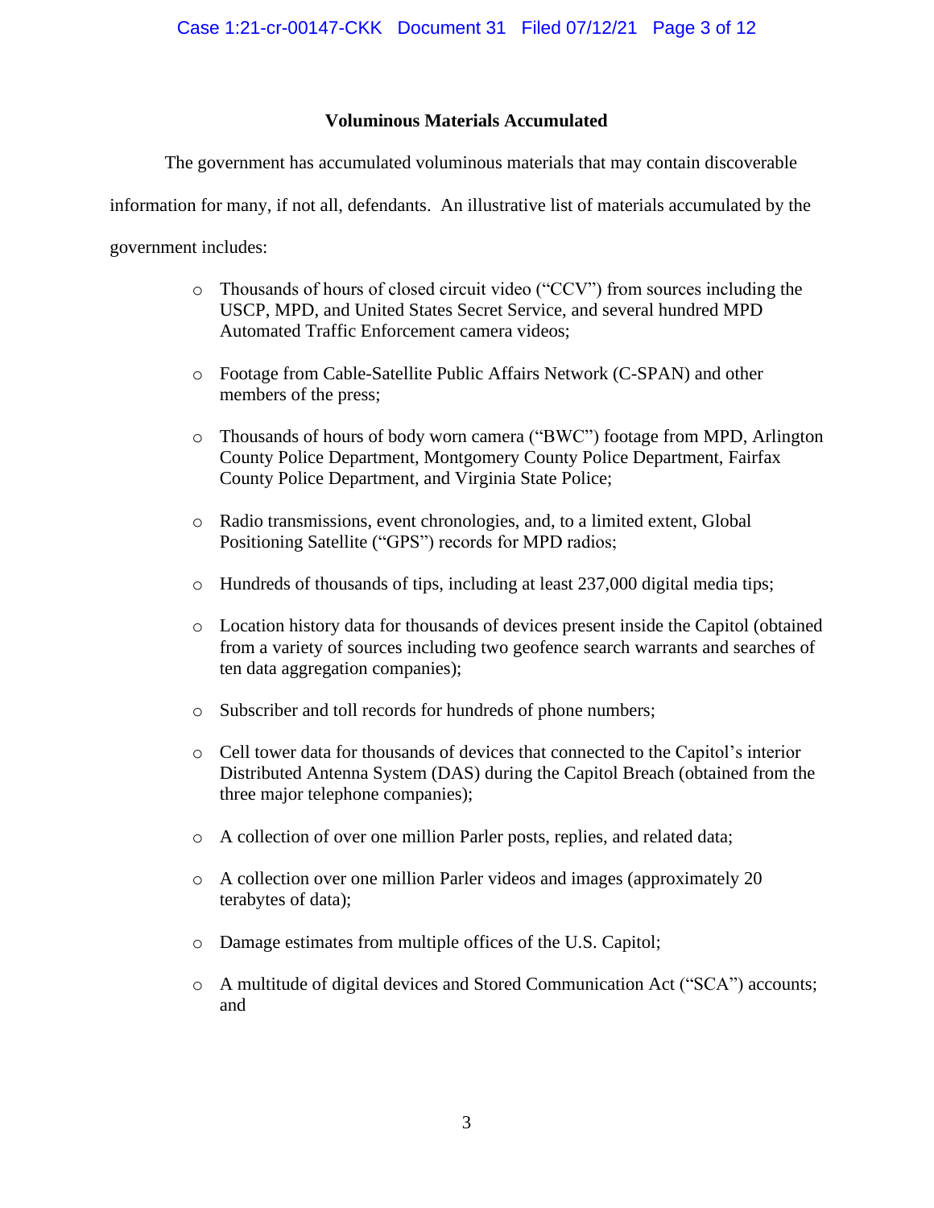## Voluminous Materials Accumulated

The government has accumulated voluminous materials that may contain discoverable information for many, if not all, defendants. An illustrative list of materials accumulated by the government includes:

- Thousands of hours of closed circuit video ("CCV") from sources including the USCP, MPD, and United States Secret Service, and several hundred MPD Automated Traffic Enforcement camera videos;
- Footage from Cable-Satellite Public Affairs Network (C-SPAN) and other members of the press;
- Thousands of hours of body worn camera ("BWC") footage from MPD, Arlington County Police Department, Montgomery County Police Department, Fairfax County Police Department, and Virginia State Police;
- Radio transmissions, event chronologies, and, to a limited extent, Global Positioning Satellite ("GPS") records for MPD radios;
- Hundreds of thousands of tips, including at least 237,000 digital media tips;
- Location history data for thousands of devices present inside the Capitol (obtained from a variety of sources including two geofence search warrants and searches of ten data aggregation companies);
- Subscriber and toll records for hundreds of phone numbers;
- Cell tower data for thousands of devices that connected to the Capitol's interior Distributed Antenna System (DAS) during the Capitol Breach (obtained from the three major telephone companies);
- A collection of over one million Parler posts, replies, and related data;
- A collection over one million Parler videos and images (approximately 20 terabytes of data);
- Damage estimates from multiple offices of the U.S. Capitol;
- A multitude of digital devices and Stored Communication Act ("SCA") accounts; and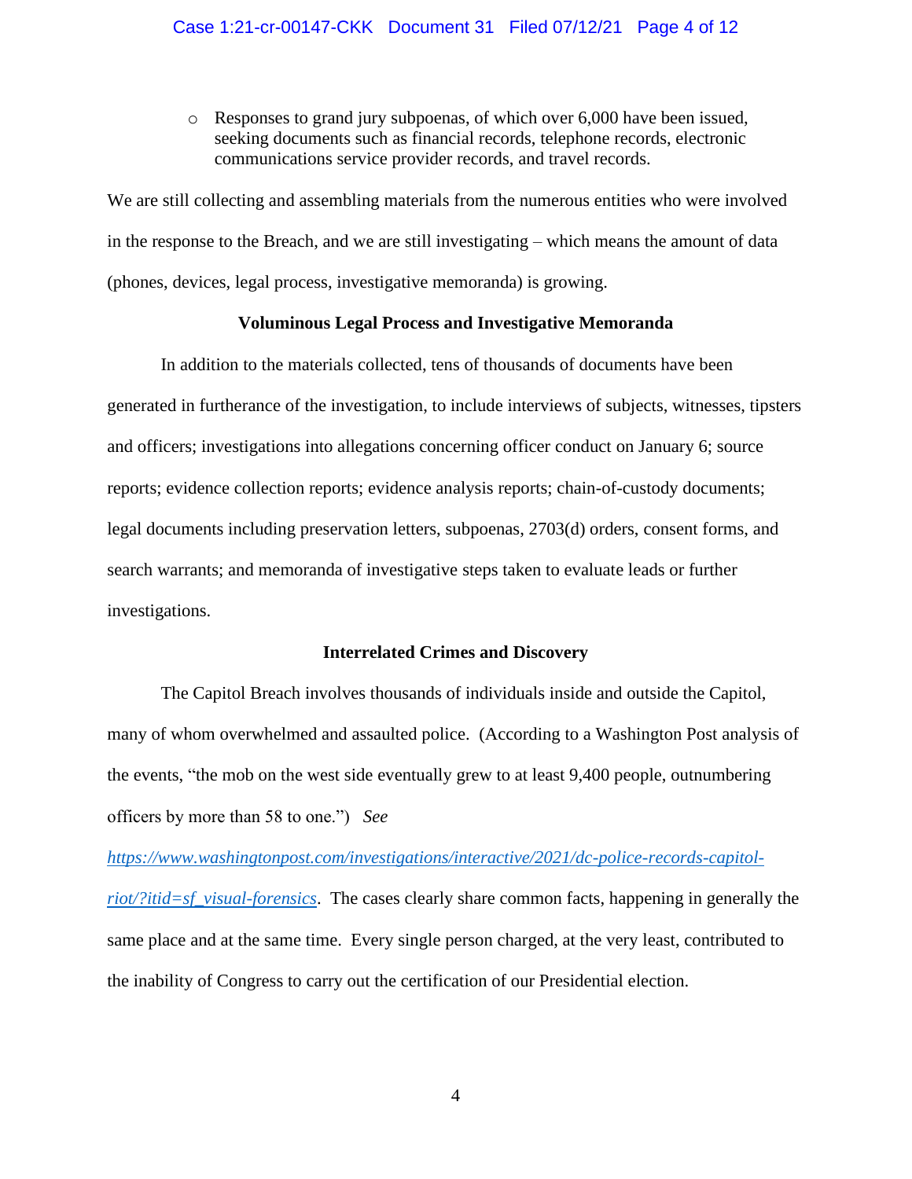- Responses to grand jury subpoenas, of which over 6,000 have been issued, seeking documents such as financial records, telephone records, electronic communications service provider records, and travel records.

We are still collecting and assembling materials from the numerous entities who were involved in the response to the Breach, and we are still investigating – which means the amount of data (phones, devices, legal process, investigative memoranda) is growing.

**Voluminous Legal Process and Investigative Memoranda**

In addition to the materials collected, tens of thousands of documents have been generated in furtherance of the investigation, to include interviews of subjects, witnesses, tipsters and officers; investigations into allegations concerning officer conduct on January 6; source reports; evidence collection reports; evidence analysis reports; chain-of-custody documents; legal documents including preservation letters, subpoenas, 2703(d) orders, consent forms, and search warrants; and memoranda of investigative steps taken to evaluate leads or further investigations.

**Interrelated Crimes and Discovery**

The Capitol Breach involves thousands of individuals inside and outside the Capitol, many of whom overwhelmed and assaulted police. (According to a Washington Post analysis of the events, "the mob on the west side eventually grew to at least 9,400 people, outnumbering officers by more than 58 to one.") *See* https://www.washingtonpost.com/investigations/interactive/2021/dc-police-records-capitol-riot/?itid=sf_visual-forensics. The cases clearly share common facts, happening in generally the same place and at the same time. Every single person charged, at the very least, contributed to the inability of Congress to carry out the certification of our Presidential election.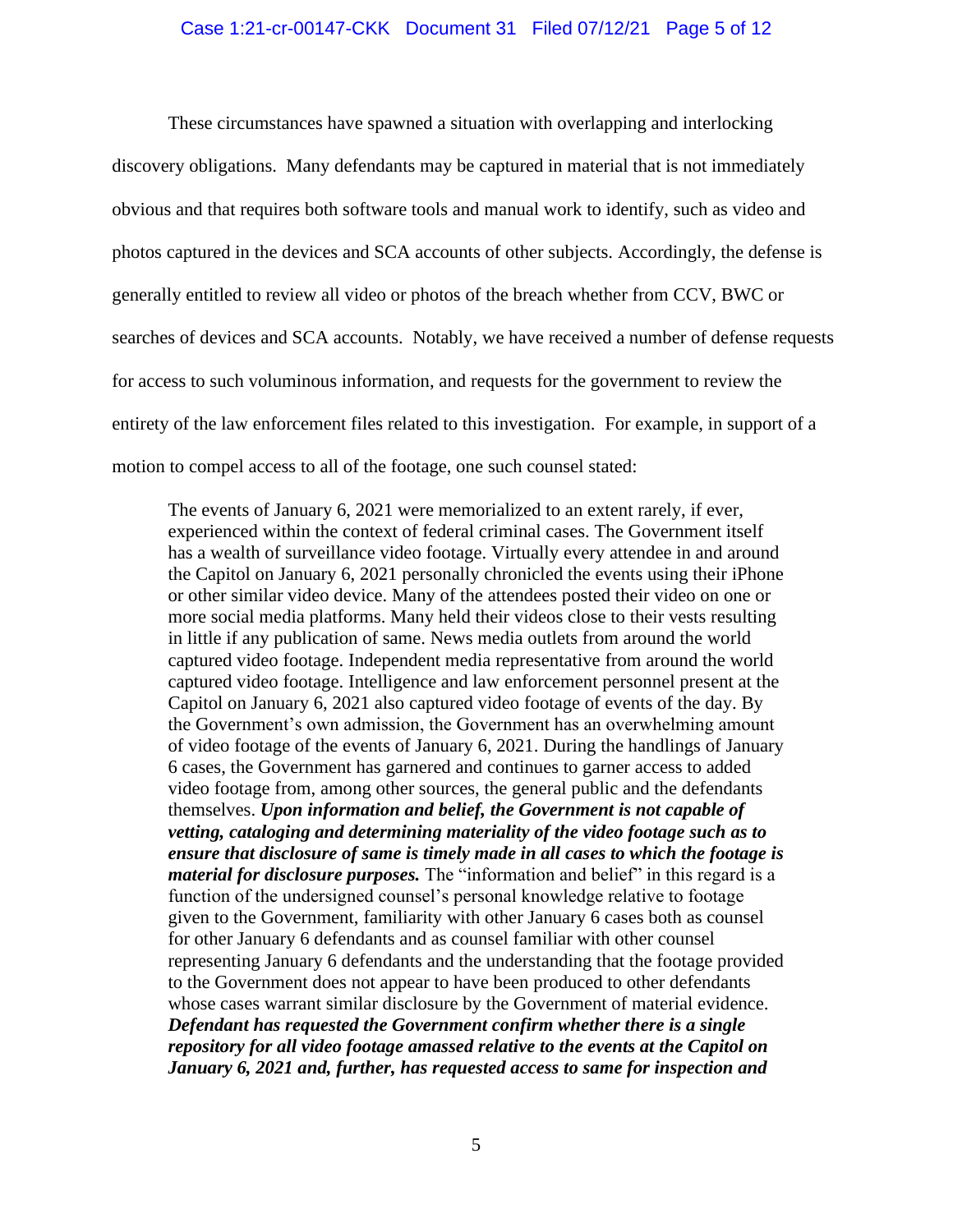These circumstances have spawned a situation with overlapping and interlocking discovery obligations. Many defendants may be captured in material that is not immediately obvious and that requires both software tools and manual work to identify, such as video and photos captured in the devices and SCA accounts of other subjects. Accordingly, the defense is generally entitled to review all video or photos of the breach whether from CCV, BWC or searches of devices and SCA accounts. Notably, we have received a number of defense requests for access to such voluminous information, and requests for the government to review the entirety of the law enforcement files related to this investigation. For example, in support of a motion to compel access to all of the footage, one such counsel stated:

> The events of January 6, 2021 were memorialized to an extent rarely, if ever, experienced within the context of federal criminal cases. The Government itself has a wealth of surveillance video footage. Virtually every attendee in and around the Capitol on January 6, 2021 personally chronicled the events using their iPhone or other similar video device. Many of the attendees posted their video on one or more social media platforms. Many held their videos close to their vests resulting in little if any publication of same. News media outlets from around the world captured video footage. Independent media representative from around the world captured video footage. Intelligence and law enforcement personnel present at the Capitol on January 6, 2021 also captured video footage of events of the day. By the Government's own admission, the Government has an overwhelming amount of video footage of the events of January 6, 2021. During the handlings of January 6 cases, the Government has garnered and continues to garner access to added video footage from, among other sources, the general public and the defendants themselves. ***Upon information and belief, the Government is not capable of vetting, cataloging and determining materiality of the video footage such as to ensure that disclosure of same is timely made in all cases to which the footage is material for disclosure purposes.*** The "information and belief" in this regard is a function of the undersigned counsel's personal knowledge relative to footage given to the Government, familiarity with other January 6 cases both as counsel for other January 6 defendants and as counsel familiar with other counsel representing January 6 defendants and the understanding that the footage provided to the Government does not appear to have been produced to other defendants whose cases warrant similar disclosure by the Government of material evidence. ***Defendant has requested the Government confirm whether there is a single repository for all video footage amassed relative to the events at the Capitol on January 6, 2021 and, further, has requested access to same for inspection and***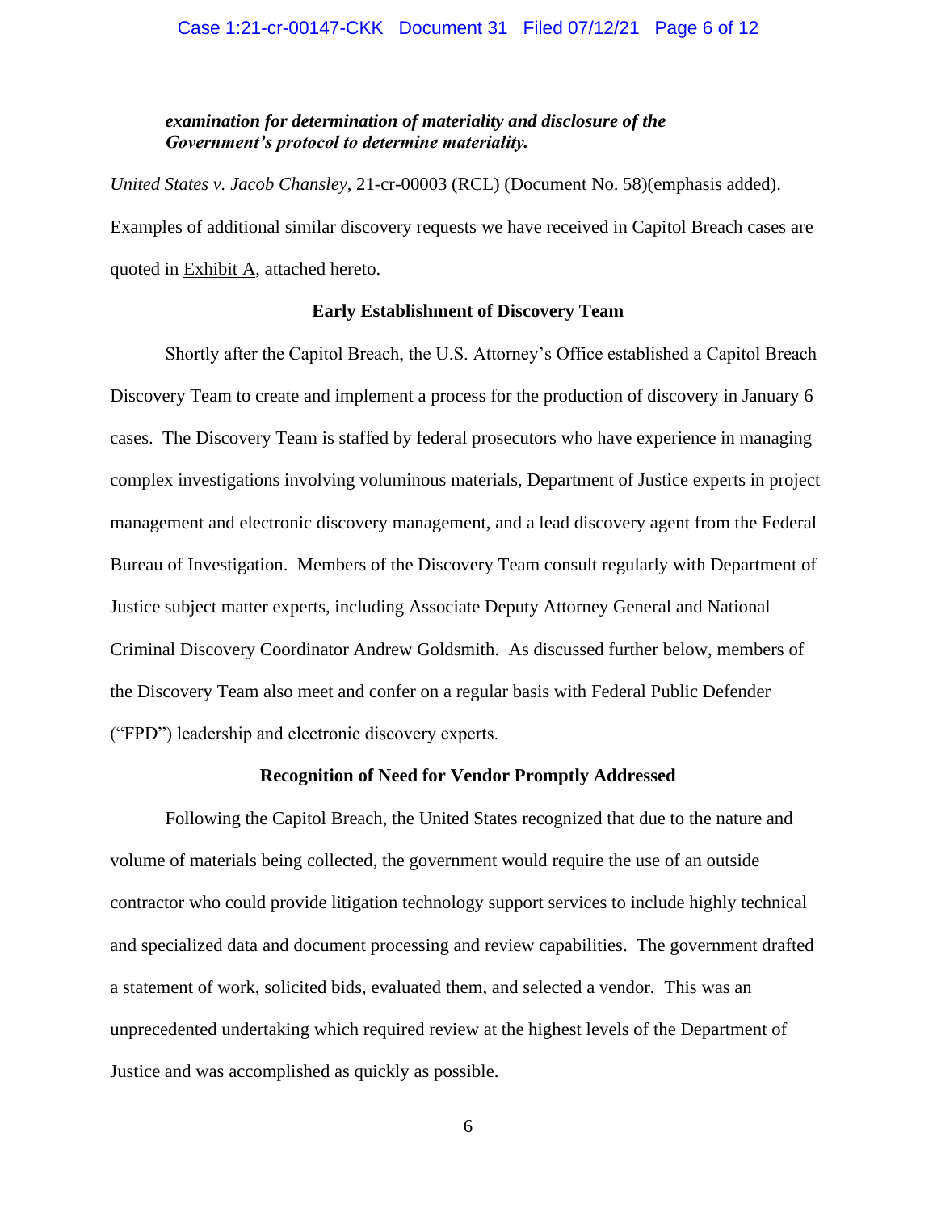> ***examination for determination of materiality and disclosure of the Government's protocol to determine materiality.***

*United States v. Jacob Chansley*, 21-cr-00003 (RCL) (Document No. 58)(emphasis added). Examples of additional similar discovery requests we have received in Capitol Breach cases are quoted in Exhibit A, attached hereto.

**Early Establishment of Discovery Team**

Shortly after the Capitol Breach, the U.S. Attorney's Office established a Capitol Breach Discovery Team to create and implement a process for the production of discovery in January 6 cases. The Discovery Team is staffed by federal prosecutors who have experience in managing complex investigations involving voluminous materials, Department of Justice experts in project management and electronic discovery management, and a lead discovery agent from the Federal Bureau of Investigation. Members of the Discovery Team consult regularly with Department of Justice subject matter experts, including Associate Deputy Attorney General and National Criminal Discovery Coordinator Andrew Goldsmith. As discussed further below, members of the Discovery Team also meet and confer on a regular basis with Federal Public Defender ("FPD") leadership and electronic discovery experts.

**Recognition of Need for Vendor Promptly Addressed**

Following the Capitol Breach, the United States recognized that due to the nature and volume of materials being collected, the government would require the use of an outside contractor who could provide litigation technology support services to include highly technical and specialized data and document processing and review capabilities. The government drafted a statement of work, solicited bids, evaluated them, and selected a vendor. This was an unprecedented undertaking which required review at the highest levels of the Department of Justice and was accomplished as quickly as possible.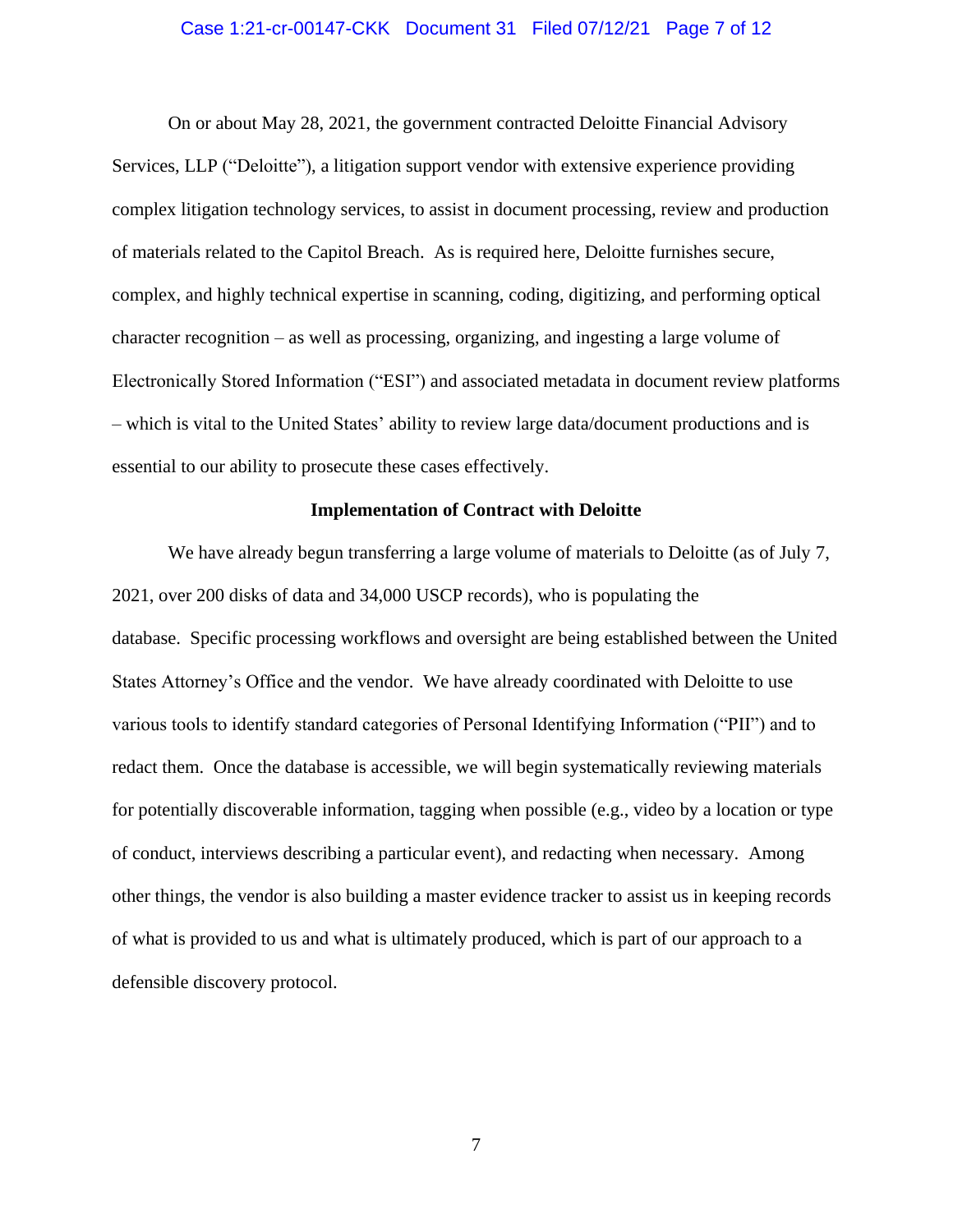On or about May 28, 2021, the government contracted Deloitte Financial Advisory Services, LLP ("Deloitte"), a litigation support vendor with extensive experience providing complex litigation technology services, to assist in document processing, review and production of materials related to the Capitol Breach. As is required here, Deloitte furnishes secure, complex, and highly technical expertise in scanning, coding, digitizing, and performing optical character recognition – as well as processing, organizing, and ingesting a large volume of Electronically Stored Information ("ESI") and associated metadata in document review platforms – which is vital to the United States' ability to review large data/document productions and is essential to our ability to prosecute these cases effectively.

**Implementation of Contract with Deloitte**

We have already begun transferring a large volume of materials to Deloitte (as of July 7, 2021, over 200 disks of data and 34,000 USCP records), who is populating the database. Specific processing workflows and oversight are being established between the United States Attorney's Office and the vendor. We have already coordinated with Deloitte to use various tools to identify standard categories of Personal Identifying Information ("PII") and to redact them. Once the database is accessible, we will begin systematically reviewing materials for potentially discoverable information, tagging when possible (e.g., video by a location or type of conduct, interviews describing a particular event), and redacting when necessary. Among other things, the vendor is also building a master evidence tracker to assist us in keeping records of what is provided to us and what is ultimately produced, which is part of our approach to a defensible discovery protocol.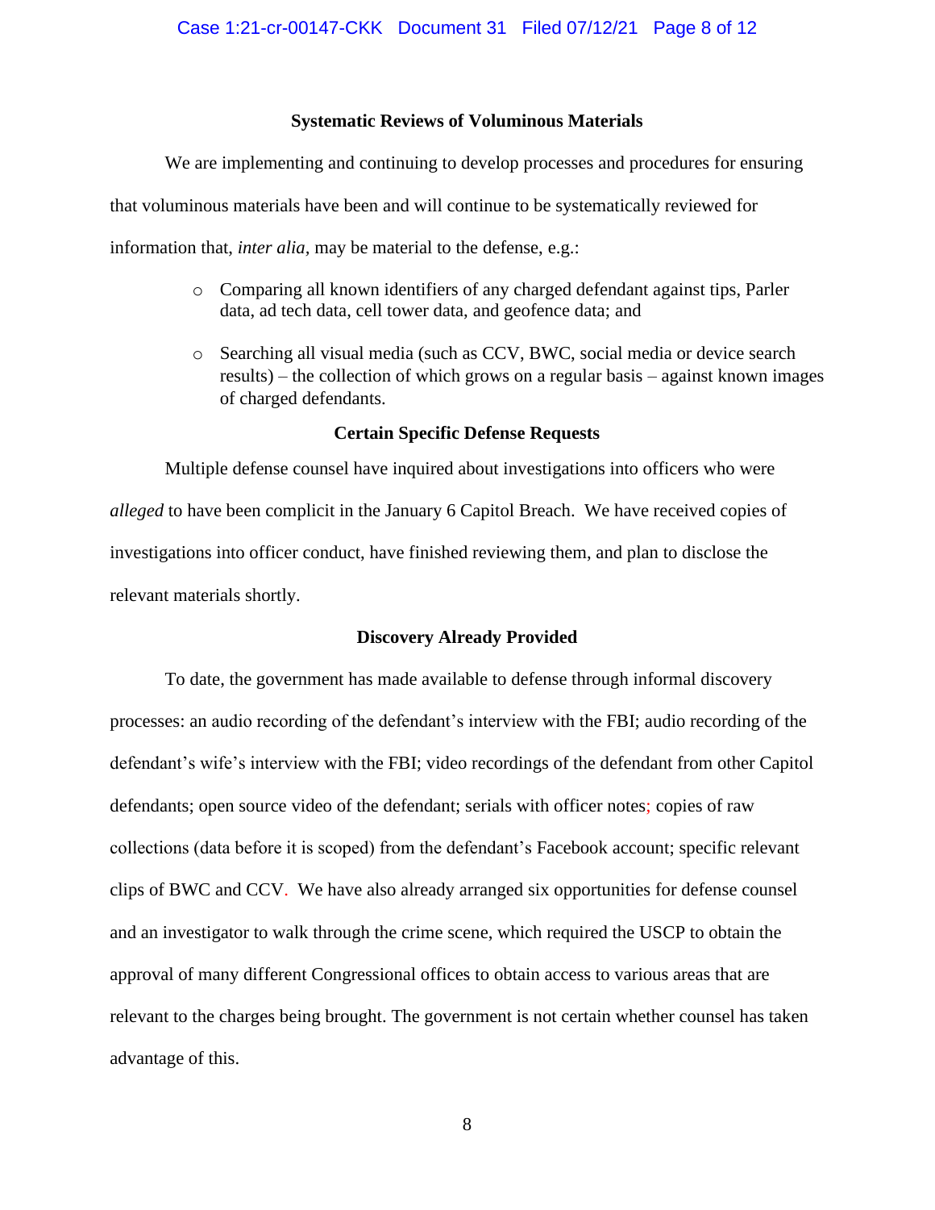### Systematic Reviews of Voluminous Materials

We are implementing and continuing to develop processes and procedures for ensuring that voluminous materials have been and will continue to be systematically reviewed for information that, *inter alia*, may be material to the defense, e.g.:

- Comparing all known identifiers of any charged defendant against tips, Parler data, ad tech data, cell tower data, and geofence data; and
- Searching all visual media (such as CCV, BWC, social media or device search results) – the collection of which grows on a regular basis – against known images of charged defendants.

### Certain Specific Defense Requests

Multiple defense counsel have inquired about investigations into officers who were *alleged* to have been complicit in the January 6 Capitol Breach. We have received copies of investigations into officer conduct, have finished reviewing them, and plan to disclose the relevant materials shortly.

### Discovery Already Provided

To date, the government has made available to defense through informal discovery processes: an audio recording of the defendant's interview with the FBI; audio recording of the defendant's wife's interview with the FBI; video recordings of the defendant from other Capitol defendants; open source video of the defendant; serials with officer notes; copies of raw collections (data before it is scoped) from the defendant's Facebook account; specific relevant clips of BWC and CCV. We have also already arranged six opportunities for defense counsel and an investigator to walk through the crime scene, which required the USCP to obtain the approval of many different Congressional offices to obtain access to various areas that are relevant to the charges being brought. The government is not certain whether counsel has taken advantage of this.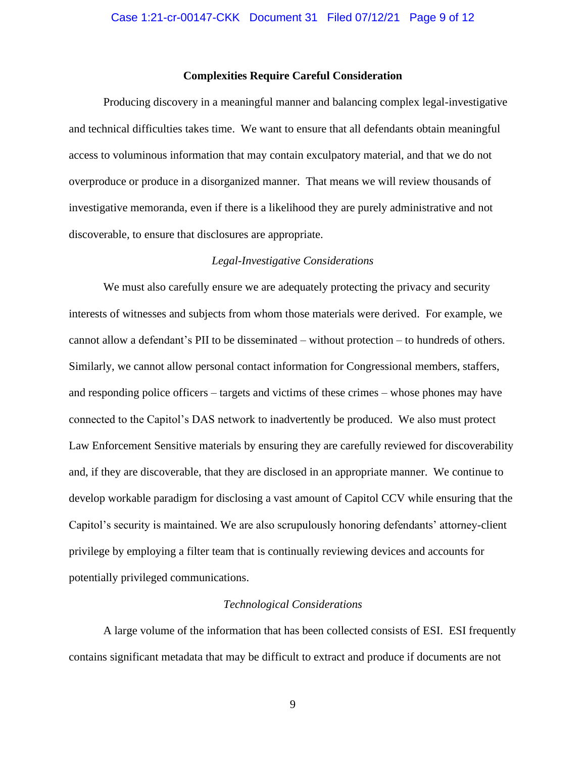**Complexities Require Careful Consideration**

Producing discovery in a meaningful manner and balancing complex legal-investigative and technical difficulties takes time. We want to ensure that all defendants obtain meaningful access to voluminous information that may contain exculpatory material, and that we do not overproduce or produce in a disorganized manner. That means we will review thousands of investigative memoranda, even if there is a likelihood they are purely administrative and not discoverable, to ensure that disclosures are appropriate.

*Legal-Investigative Considerations*

We must also carefully ensure we are adequately protecting the privacy and security interests of witnesses and subjects from whom those materials were derived. For example, we cannot allow a defendant's PII to be disseminated – without protection – to hundreds of others. Similarly, we cannot allow personal contact information for Congressional members, staffers, and responding police officers – targets and victims of these crimes – whose phones may have connected to the Capitol's DAS network to inadvertently be produced. We also must protect Law Enforcement Sensitive materials by ensuring they are carefully reviewed for discoverability and, if they are discoverable, that they are disclosed in an appropriate manner. We continue to develop workable paradigm for disclosing a vast amount of Capitol CCV while ensuring that the Capitol's security is maintained. We are also scrupulously honoring defendants' attorney-client privilege by employing a filter team that is continually reviewing devices and accounts for potentially privileged communications.

*Technological Considerations*

A large volume of the information that has been collected consists of ESI. ESI frequently contains significant metadata that may be difficult to extract and produce if documents are not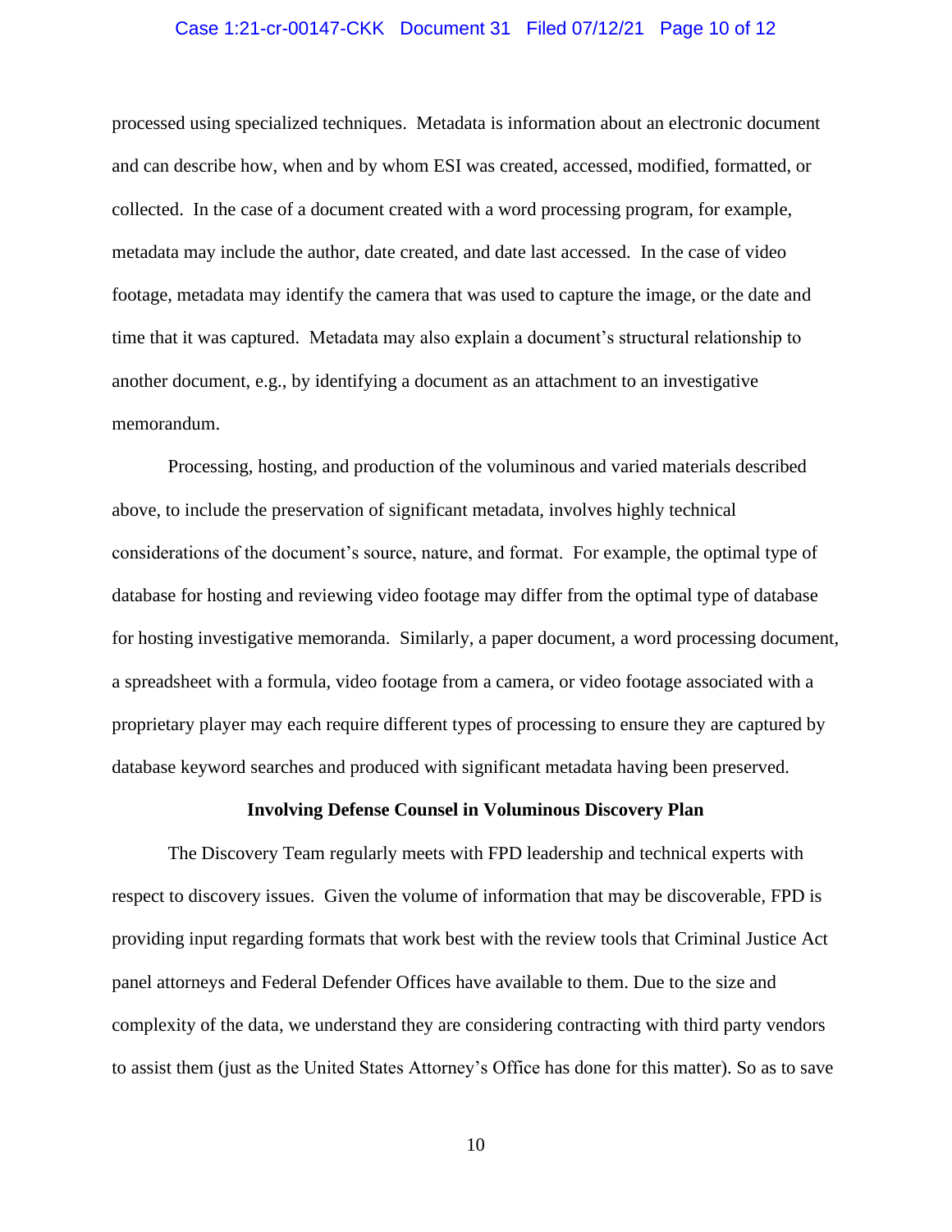processed using specialized techniques. Metadata is information about an electronic document and can describe how, when and by whom ESI was created, accessed, modified, formatted, or collected. In the case of a document created with a word processing program, for example, metadata may include the author, date created, and date last accessed. In the case of video footage, metadata may identify the camera that was used to capture the image, or the date and time that it was captured. Metadata may also explain a document's structural relationship to another document, e.g., by identifying a document as an attachment to an investigative memorandum.

Processing, hosting, and production of the voluminous and varied materials described above, to include the preservation of significant metadata, involves highly technical considerations of the document's source, nature, and format. For example, the optimal type of database for hosting and reviewing video footage may differ from the optimal type of database for hosting investigative memoranda. Similarly, a paper document, a word processing document, a spreadsheet with a formula, video footage from a camera, or video footage associated with a proprietary player may each require different types of processing to ensure they are captured by database keyword searches and produced with significant metadata having been preserved.

**Involving Defense Counsel in Voluminous Discovery Plan**

The Discovery Team regularly meets with FPD leadership and technical experts with respect to discovery issues. Given the volume of information that may be discoverable, FPD is providing input regarding formats that work best with the review tools that Criminal Justice Act panel attorneys and Federal Defender Offices have available to them. Due to the size and complexity of the data, we understand they are considering contracting with third party vendors to assist them (just as the United States Attorney's Office has done for this matter). So as to save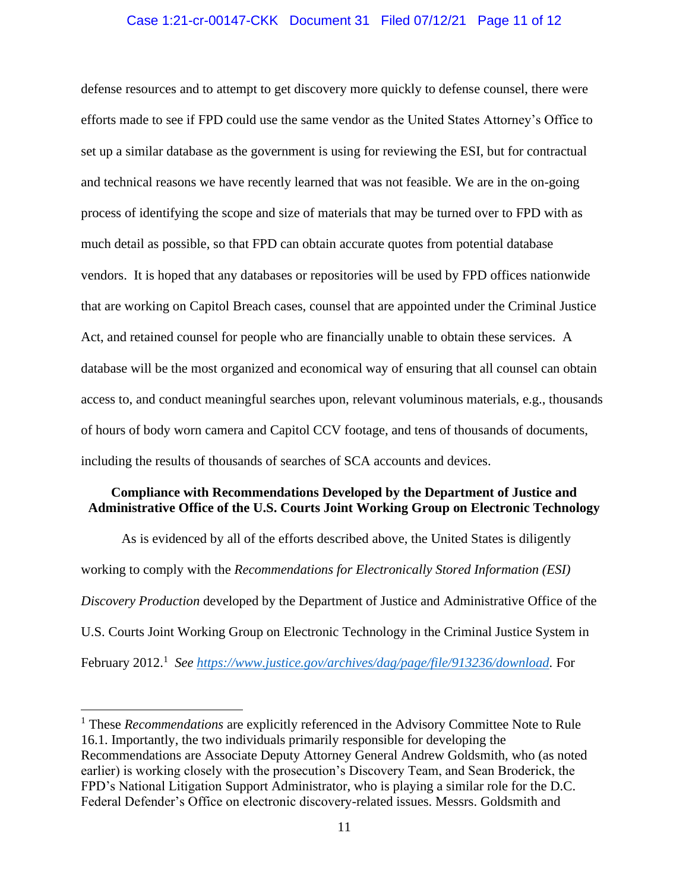defense resources and to attempt to get discovery more quickly to defense counsel, there were efforts made to see if FPD could use the same vendor as the United States Attorney's Office to set up a similar database as the government is using for reviewing the ESI, but for contractual and technical reasons we have recently learned that was not feasible. We are in the on-going process of identifying the scope and size of materials that may be turned over to FPD with as much detail as possible, so that FPD can obtain accurate quotes from potential database vendors. It is hoped that any databases or repositories will be used by FPD offices nationwide that are working on Capitol Breach cases, counsel that are appointed under the Criminal Justice Act, and retained counsel for people who are financially unable to obtain these services. A database will be the most organized and economical way of ensuring that all counsel can obtain access to, and conduct meaningful searches upon, relevant voluminous materials, e.g., thousands of hours of body worn camera and Capitol CCV footage, and tens of thousands of documents, including the results of thousands of searches of SCA accounts and devices.

**Compliance with Recommendations Developed by the Department of Justice and Administrative Office of the U.S. Courts Joint Working Group on Electronic Technology**

As is evidenced by all of the efforts described above, the United States is diligently working to comply with the *Recommendations for Electronically Stored Information (ESI) Discovery Production* developed by the Department of Justice and Administrative Office of the U.S. Courts Joint Working Group on Electronic Technology in the Criminal Justice System in February 2012.[1] *See* https://www.justice.gov/archives/dag/page/file/913236/download. For

[1] These *Recommendations* are explicitly referenced in the Advisory Committee Note to Rule 16.1. Importantly, the two individuals primarily responsible for developing the Recommendations are Associate Deputy Attorney General Andrew Goldsmith, who (as noted earlier) is working closely with the prosecution's Discovery Team, and Sean Broderick, the FPD's National Litigation Support Administrator, who is playing a similar role for the D.C. Federal Defender's Office on electronic discovery-related issues. Messrs. Goldsmith and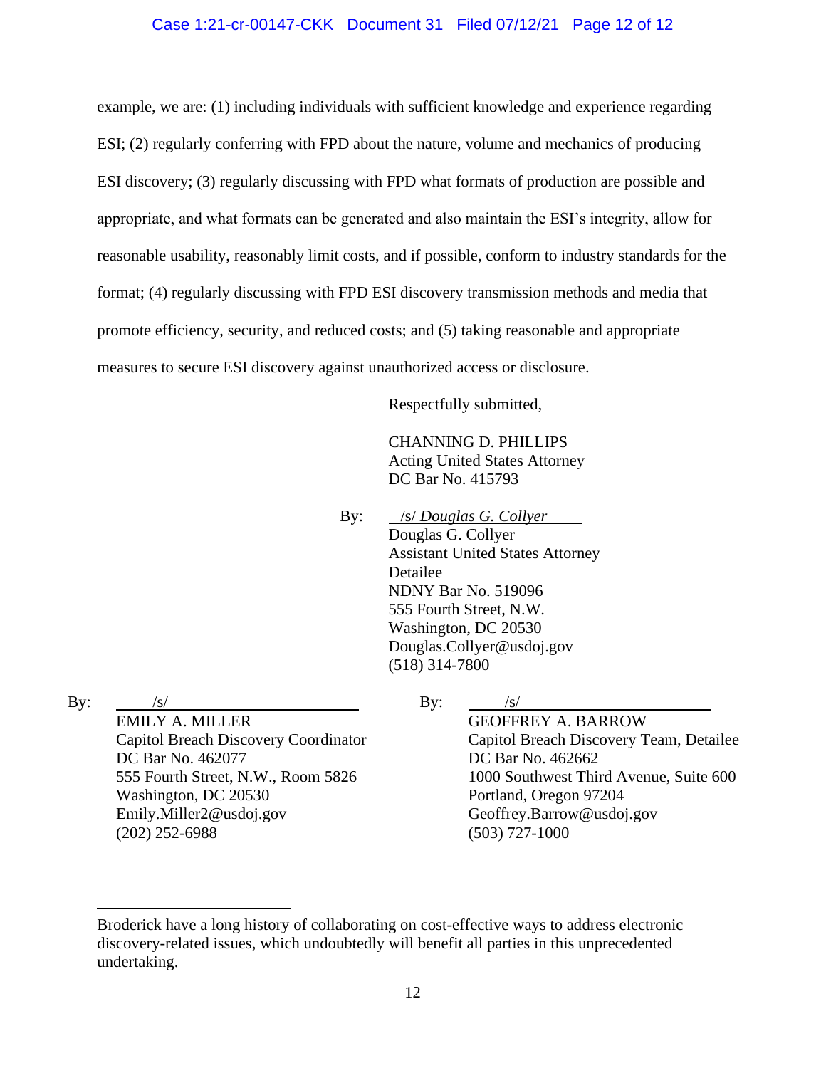example, we are: (1) including individuals with sufficient knowledge and experience regarding ESI; (2) regularly conferring with FPD about the nature, volume and mechanics of producing ESI discovery; (3) regularly discussing with FPD what formats of production are possible and appropriate, and what formats can be generated and also maintain the ESI's integrity, allow for reasonable usability, reasonably limit costs, and if possible, conform to industry standards for the format; (4) regularly discussing with FPD ESI discovery transmission methods and media that promote efficiency, security, and reduced costs; and (5) taking reasonable and appropriate measures to secure ESI discovery against unauthorized access or disclosure.

Respectfully submitted,

CHANNING D. PHILLIPS
Acting United States Attorney
DC Bar No. 415793

By: /s/ *Douglas G. Collyer*
Douglas G. Collyer
Assistant United States Attorney
Detailee
NDNY Bar No. 519096
555 Fourth Street, N.W.
Washington, DC 20530
Douglas.Collyer@usdoj.gov
(518) 314-7800

By: /s/
EMILY A. MILLER
Capitol Breach Discovery Coordinator
DC Bar No. 462077
555 Fourth Street, N.W., Room 5826
Washington, DC 20530
Emily.Miller2@usdoj.gov
(202) 252-6988

By: /s/
GEOFFREY A. BARROW
Capitol Breach Discovery Team, Detailee
DC Bar No. 462662
1000 Southwest Third Avenue, Suite 600
Portland, Oregon 97204
Geoffrey.Barrow@usdoj.gov
(503) 727-1000

---

Broderick have a long history of collaborating on cost-effective ways to address electronic discovery-related issues, which undoubtedly will benefit all parties in this unprecedented undertaking.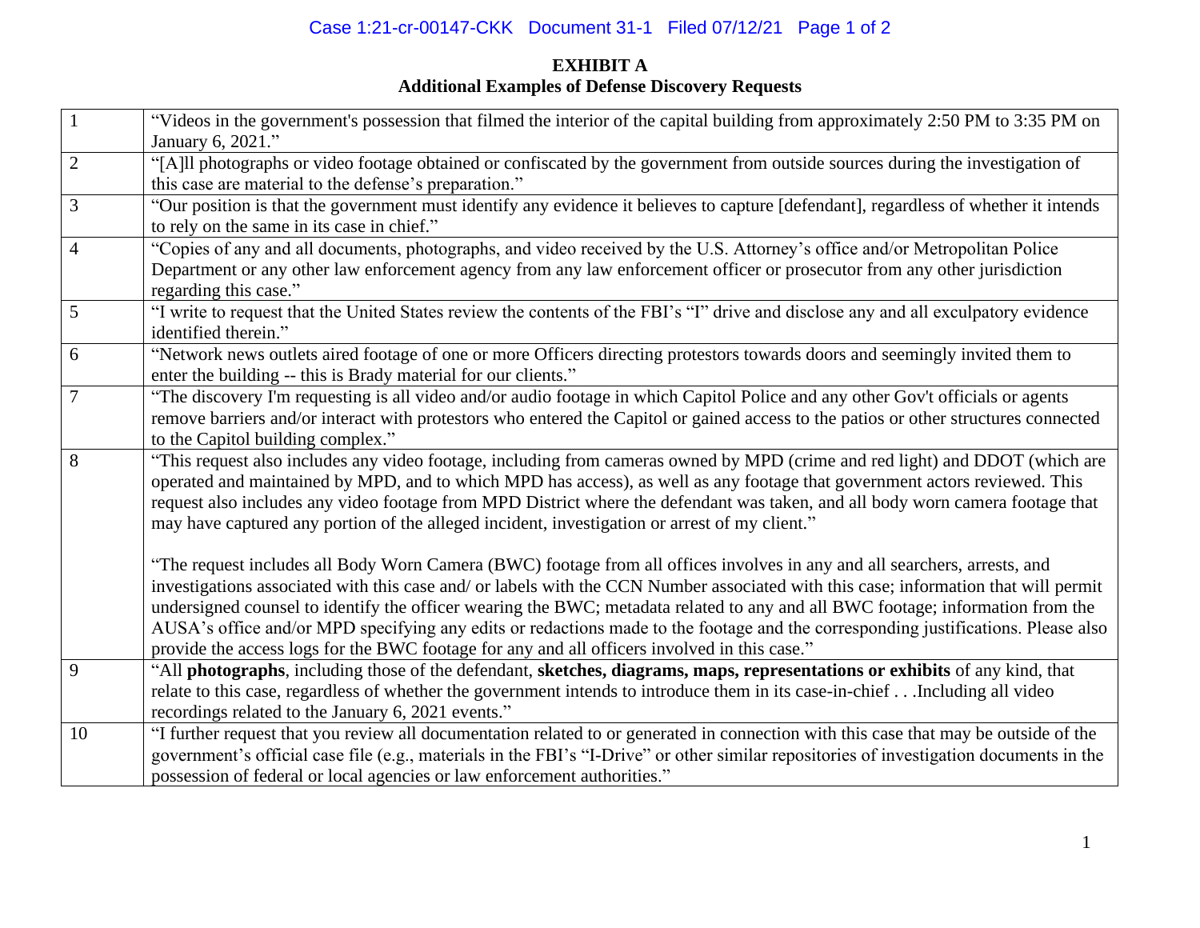**EXHIBIT A**
**Additional Examples of Defense Discovery Requests**

| | |
|---|---|
| 1 | "Videos in the government's possession that filmed the interior of the capital building from approximately 2:50 PM to 3:35 PM on January 6, 2021." |
| 2 | "[A]ll photographs or video footage obtained or confiscated by the government from outside sources during the investigation of this case are material to the defense's preparation." |
| 3 | "Our position is that the government must identify any evidence it believes to capture [defendant], regardless of whether it intends to rely on the same in its case in chief." |
| 4 | "Copies of any and all documents, photographs, and video received by the U.S. Attorney's office and/or Metropolitan Police Department or any other law enforcement agency from any law enforcement officer or prosecutor from any other jurisdiction regarding this case." |
| 5 | "I write to request that the United States review the contents of the FBI's "I" drive and disclose any and all exculpatory evidence identified therein." |
| 6 | "Network news outlets aired footage of one or more Officers directing protestors towards doors and seemingly invited them to enter the building -- this is Brady material for our clients." |
| 7 | "The discovery I'm requesting is all video and/or audio footage in which Capitol Police and any other Gov't officials or agents remove barriers and/or interact with protestors who entered the Capitol or gained access to the patios or other structures connected to the Capitol building complex." |
| 8 | "This request also includes any video footage, including from cameras owned by MPD (crime and red light) and DDOT (which are operated and maintained by MPD, and to which MPD has access), as well as any footage that government actors reviewed. This request also includes any video footage from MPD District where the defendant was taken, and all body worn camera footage that may have captured any portion of the alleged incident, investigation or arrest of my client."<br><br>"The request includes all Body Worn Camera (BWC) footage from all offices involves in any and all searchers, arrests, and investigations associated with this case and/ or labels with the CCN Number associated with this case; information that will permit undersigned counsel to identify the officer wearing the BWC; metadata related to any and all BWC footage; information from the AUSA's office and/or MPD specifying any edits or redactions made to the footage and the corresponding justifications. Please also provide the access logs for the BWC footage for any and all officers involved in this case." |
| 9 | "All **photographs**, including those of the defendant, **sketches, diagrams, maps, representations or exhibits** of any kind, that relate to this case, regardless of whether the government intends to introduce them in its case-in-chief . . .Including all video recordings related to the January 6, 2021 events." |
| 10 | "I further request that you review all documentation related to or generated in connection with this case that may be outside of the government's official case file (e.g., materials in the FBI's "I-Drive" or other similar repositories of investigation documents in the possession of federal or local agencies or law enforcement authorities." |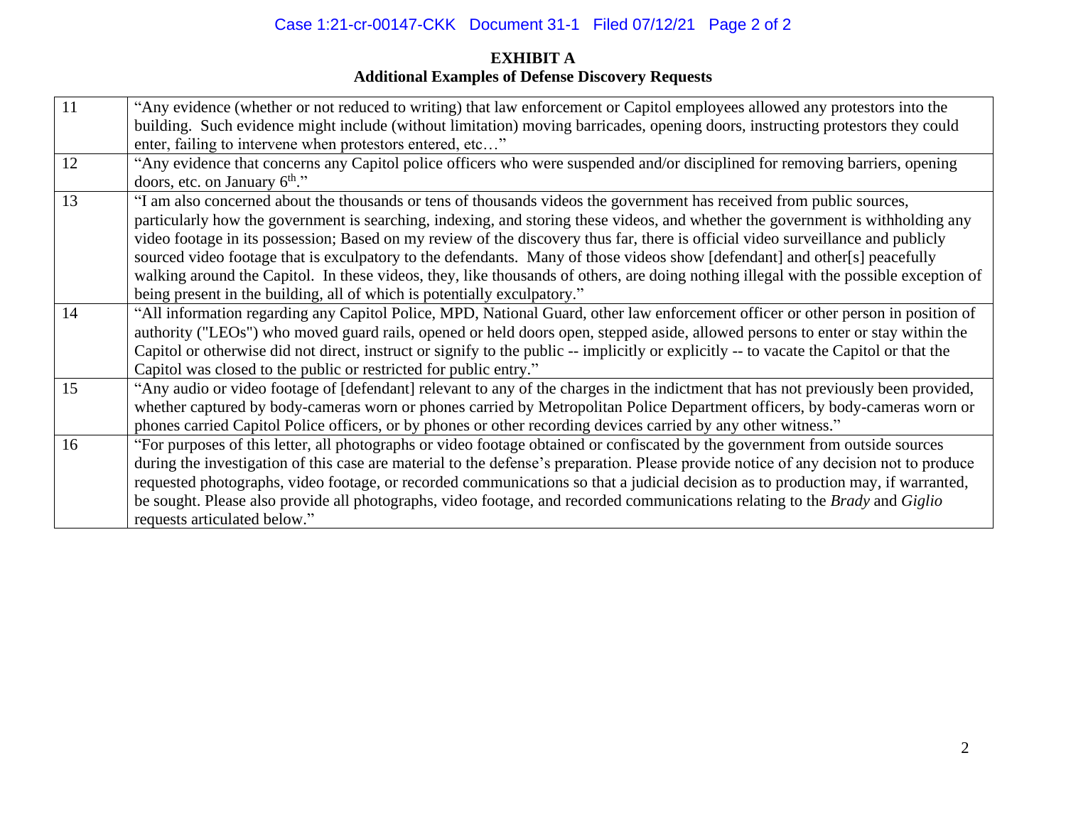**EXHIBIT A**
**Additional Examples of Defense Discovery Requests**

| | |
|---|---|
| 11 | "Any evidence (whether or not reduced to writing) that law enforcement or Capitol employees allowed any protestors into the building. Such evidence might include (without limitation) moving barricades, opening doors, instructing protestors they could enter, failing to intervene when protestors entered, etc…" |
| 12 | "Any evidence that concerns any Capitol police officers who were suspended and/or disciplined for removing barriers, opening doors, etc. on January 6th." |
| 13 | "I am also concerned about the thousands or tens of thousands videos the government has received from public sources, particularly how the government is searching, indexing, and storing these videos, and whether the government is withholding any video footage in its possession; Based on my review of the discovery thus far, there is official video surveillance and publicly sourced video footage that is exculpatory to the defendants. Many of those videos show [defendant] and other[s] peacefully walking around the Capitol. In these videos, they, like thousands of others, are doing nothing illegal with the possible exception of being present in the building, all of which is potentially exculpatory." |
| 14 | "All information regarding any Capitol Police, MPD, National Guard, other law enforcement officer or other person in position of authority ("LEOs") who moved guard rails, opened or held doors open, stepped aside, allowed persons to enter or stay within the Capitol or otherwise did not direct, instruct or signify to the public -- implicitly or explicitly -- to vacate the Capitol or that the Capitol was closed to the public or restricted for public entry." |
| 15 | "Any audio or video footage of [defendant] relevant to any of the charges in the indictment that has not previously been provided, whether captured by body-cameras worn or phones carried by Metropolitan Police Department officers, by body-cameras worn or phones carried Capitol Police officers, or by phones or other recording devices carried by any other witness." |
| 16 | "For purposes of this letter, all photographs or video footage obtained or confiscated by the government from outside sources during the investigation of this case are material to the defense's preparation. Please provide notice of any decision not to produce requested photographs, video footage, or recorded communications so that a judicial decision as to production may, if warranted, be sought. Please also provide all photographs, video footage, and recorded communications relating to the *Brady* and *Giglio* requests articulated below." |